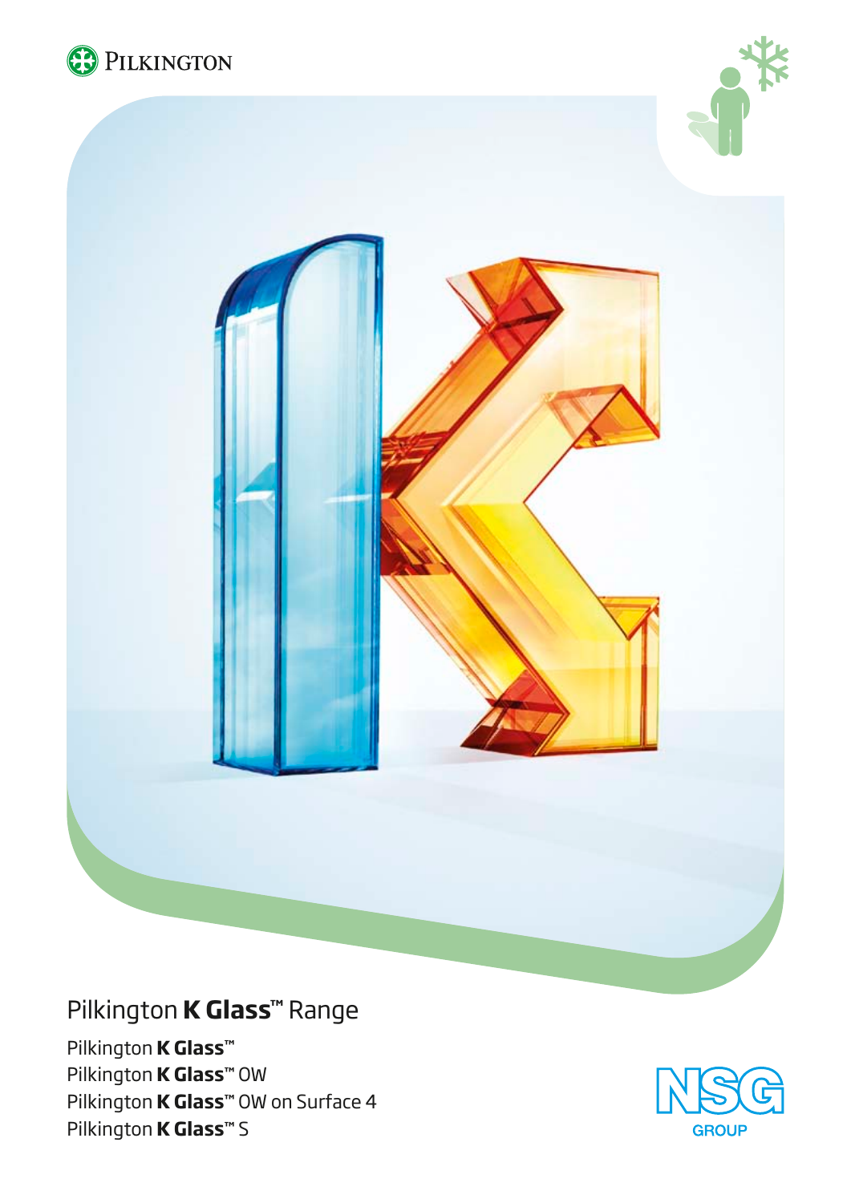Pilkington

# Pilkington **K Glass**™ Range

Pilkington **K Glass**™
Pilkington **K Glass**™ OW
Pilkington **K Glass**™ OW on Surface 4
Pilkington **K Glass**™ S

NSG GROUP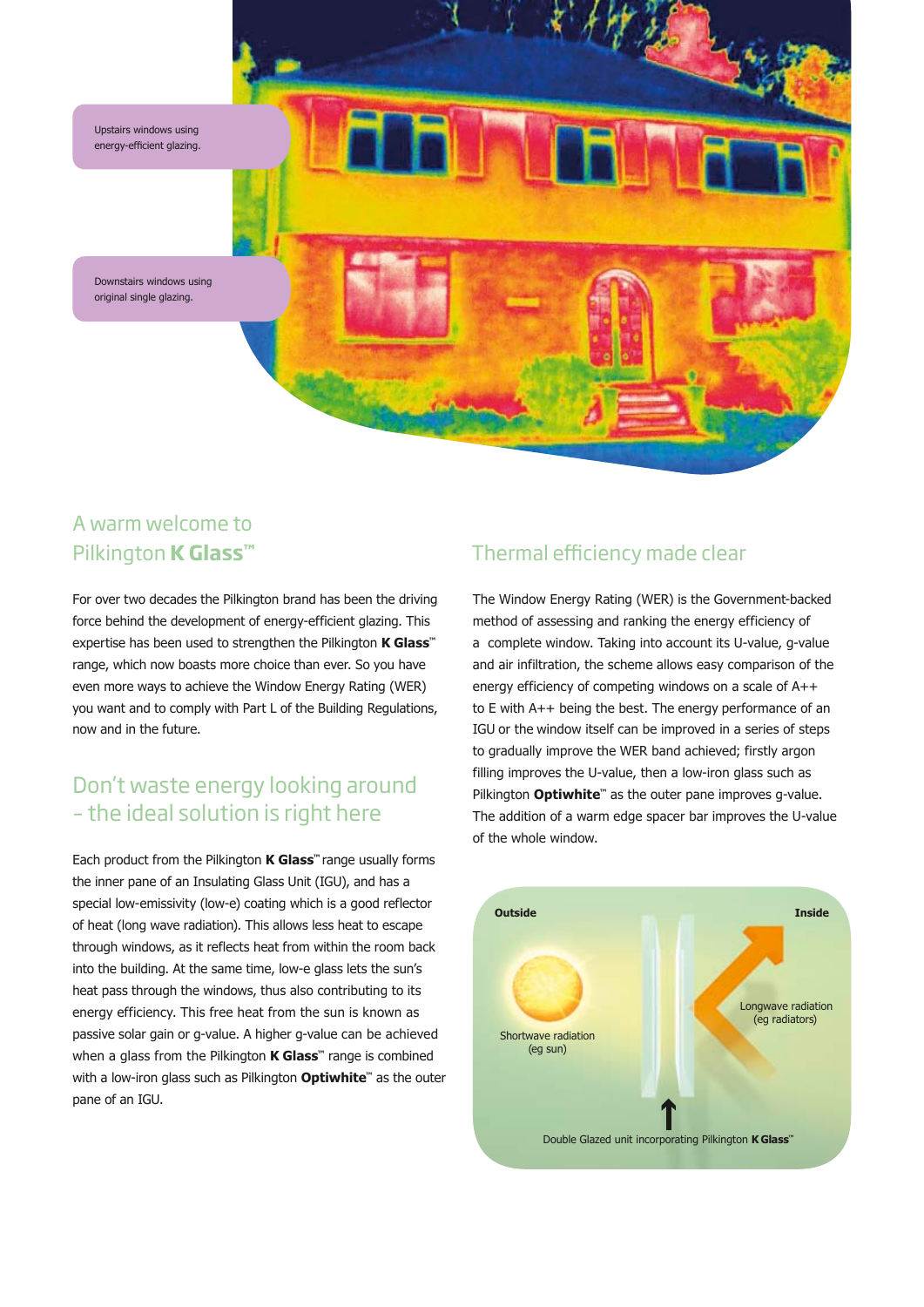Upstairs windows using energy-efficient glazing.

Downstairs windows using original single glazing.

## A warm welcome to Pilkington **K Glass**™

For over two decades the Pilkington brand has been the driving force behind the development of energy-efficient glazing. This expertise has been used to strengthen the Pilkington **K Glass**™ range, which now boasts more choice than ever. So you have even more ways to achieve the Window Energy Rating (WER) you want and to comply with Part L of the Building Regulations, now and in the future.

## Don't waste energy looking around – the ideal solution is right here

Each product from the Pilkington **K Glass**™ range usually forms the inner pane of an Insulating Glass Unit (IGU), and has a special low-emissivity (low-e) coating which is a good reflector of heat (long wave radiation). This allows less heat to escape through windows, as it reflects heat from within the room back into the building. At the same time, low-e glass lets the sun's heat pass through the windows, thus also contributing to its energy efficiency. This free heat from the sun is known as passive solar gain or g-value. A higher g-value can be achieved when a glass from the Pilkington **K Glass**™ range is combined with a low-iron glass such as Pilkington **Optiwhite**™ as the outer pane of an IGU.

## Thermal efficiency made clear

The Window Energy Rating (WER) is the Government-backed method of assessing and ranking the energy efficiency of a complete window. Taking into account its U-value, g-value and air infiltration, the scheme allows easy comparison of the energy efficiency of competing windows on a scale of A++ to E with A++ being the best. The energy performance of an IGU or the window itself can be improved in a series of steps to gradually improve the WER band achieved; firstly argon filling improves the U-value, then a low-iron glass such as Pilkington **Optiwhite**™ as the outer pane improves g-value. The addition of a warm edge spacer bar improves the U-value of the whole window.

**Outside** | **Inside**

Shortwave radiation (eg sun)

Longwave radiation (eg radiators)

Double Glazed unit incorporating Pilkington **K Glass**™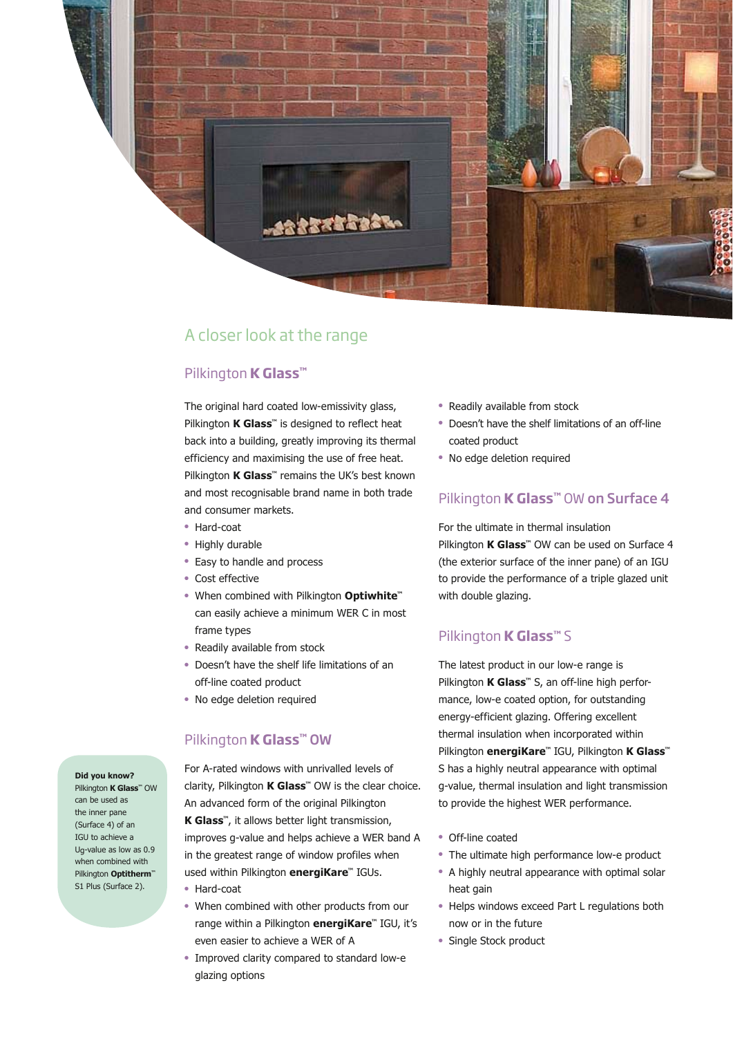## A closer look at the range

### Pilkington **K Glass**™

The original hard coated low-emissivity glass, Pilkington **K Glass**™ is designed to reflect heat back into a building, greatly improving its thermal efficiency and maximising the use of free heat. Pilkington **K Glass**™ remains the UK's best known and most recognisable brand name in both trade and consumer markets.

- Hard-coat
- Highly durable
- Easy to handle and process
- Cost effective
- When combined with Pilkington **Optiwhite**™ can easily achieve a minimum WER C in most frame types
- Readily available from stock
- Doesn't have the shelf life limitations of an off-line coated product
- No edge deletion required

### Pilkington **K Glass**™ OW

For A-rated windows with unrivalled levels of clarity, Pilkington **K Glass**™ OW is the clear choice. An advanced form of the original Pilkington **K Glass**™, it allows better light transmission, improves g-value and helps achieve a WER band A in the greatest range of window profiles when used within Pilkington **energiKare**™ IGUs.

- Hard-coat
- When combined with other products from our range within a Pilkington **energiKare**™ IGU, it's even easier to achieve a WER of A
- Improved clarity compared to standard low-e glazing options
- Readily available from stock
- Doesn't have the shelf limitations of an off-line coated product
- No edge deletion required

**Did you know?**
Pilkington **K Glass**™ OW can be used as the inner pane (Surface 4) of an IGU to achieve a Ug-value as low as 0.9 when combined with Pilkington **Optitherm**™ S1 Plus (Surface 2).

### Pilkington **K Glass**™ OW **on Surface 4**

For the ultimate in thermal insulation Pilkington **K Glass**™ OW can be used on Surface 4 (the exterior surface of the inner pane) of an IGU to provide the performance of a triple glazed unit with double glazing.

### Pilkington **K Glass**™ S

The latest product in our low-e range is Pilkington **K Glass**™ S, an off-line high performance, low-e coated option, for outstanding energy-efficient glazing. Offering excellent thermal insulation when incorporated within Pilkington **energiKare**™ IGU, Pilkington **K Glass**™ S has a highly neutral appearance with optimal g-value, thermal insulation and light transmission to provide the highest WER performance.

- Off-line coated
- The ultimate high performance low-e product
- A highly neutral appearance with optimal solar heat gain
- Helps windows exceed Part L regulations both now or in the future
- Single Stock product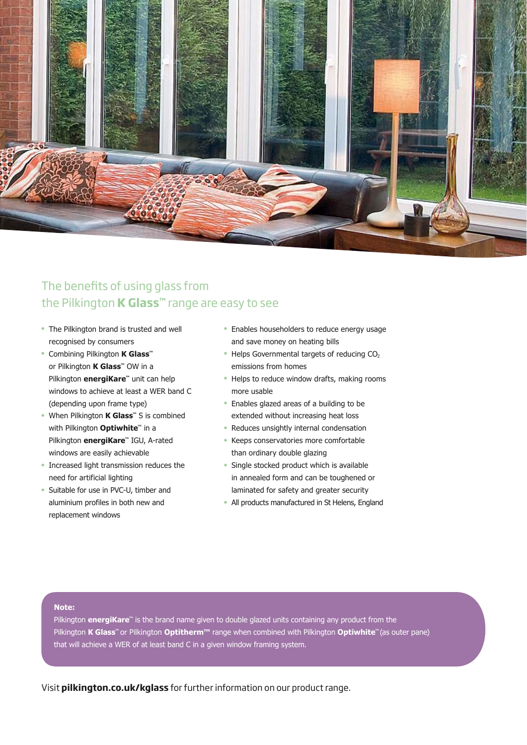## The benefits of using glass from the Pilkington **K Glass™** range are easy to see

- The Pilkington brand is trusted and well recognised by consumers
- Combining Pilkington **K Glass™** or Pilkington **K Glass™** OW in a Pilkington **energiKare™** unit can help windows to achieve at least a WER band C (depending upon frame type)
- When Pilkington **K Glass™** S is combined with Pilkington **Optiwhite™** in a Pilkington **energiKare™** IGU, A-rated windows are easily achievable
- Increased light transmission reduces the need for artificial lighting
- Suitable for use in PVC-U, timber and aluminium profiles in both new and replacement windows
- Enables householders to reduce energy usage and save money on heating bills
- Helps Governmental targets of reducing $CO_2$ emissions from homes
- Helps to reduce window drafts, making rooms more usable
- Enables glazed areas of a building to be extended without increasing heat loss
- Reduces unsightly internal condensation
- Keeps conservatories more comfortable than ordinary double glazing
- Single stocked product which is available in annealed form and can be toughened or laminated for safety and greater security
- All products manufactured in St Helens, England

**Note:**
Pilkington **energiKare™** is the brand name given to double glazed units containing any product from the Pilkington **K Glass™** or Pilkington **Optitherm™** range when combined with Pilkington **Optiwhite™** (as outer pane) that will achieve a WER of at least band C in a given window framing system.

Visit **pilkington.co.uk/kglass** for further information on our product range.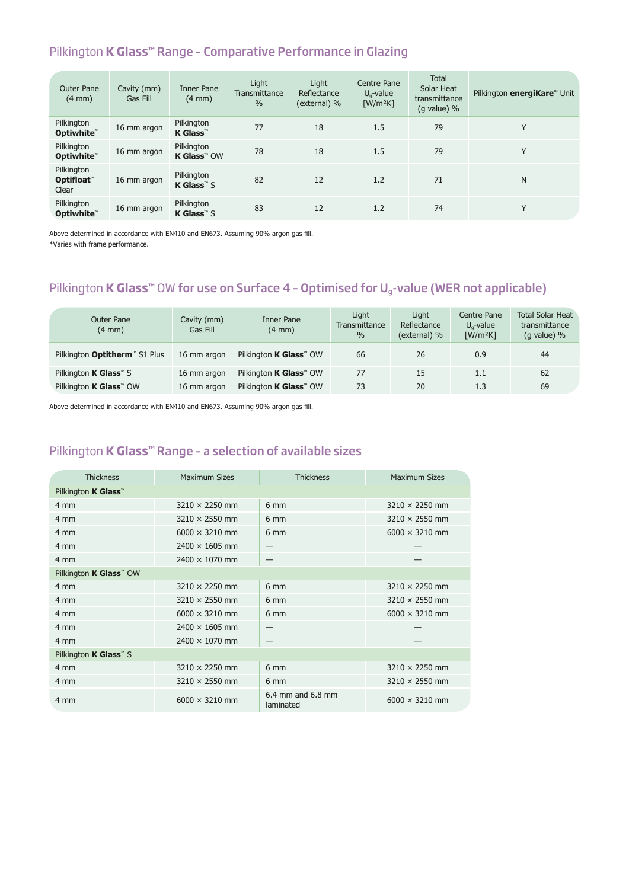## Pilkington **K Glass**™ Range – Comparative Performance in Glazing

| Outer Pane (4 mm) | Cavity (mm) Gas Fill | Inner Pane (4 mm) | Light Transmittance % | Light Reflectance (external) % | Centre Pane $U_g$-value [W/m²K] | Total Solar Heat transmittance (g value) % | Pilkington **energiKare**™ Unit |
|---|---|---|---|---|---|---|---|
| Pilkington **Optiwhite**™ | 16 mm argon | Pilkington **K Glass**™ | 77 | 18 | 1.5 | 79 | Y |
| Pilkington **Optiwhite**™ | 16 mm argon | Pilkington **K Glass**™ OW | 78 | 18 | 1.5 | 79 | Y |
| Pilkington **Optifloat**™ Clear | 16 mm argon | Pilkington **K Glass**™ S | 82 | 12 | 1.2 | 71 | N |
| Pilkington **Optiwhite**™ | 16 mm argon | Pilkington **K Glass**™ S | 83 | 12 | 1.2 | 74 | Y |

Above determined in accordance with EN410 and EN673. Assuming 90% argon gas fill.
*Varies with frame performance.

## Pilkington **K Glass**™ OW for use on Surface 4 – Optimised for $U_g$-value (WER not applicable)

| Outer Pane (4 mm) | Cavity (mm) Gas Fill | Inner Pane (4 mm) | Light Transmittance % | Light Reflectance (external) % | Centre Pane $U_g$-value [W/m²K] | Total Solar Heat transmittance (g value) % |
|---|---|---|---|---|---|---|
| Pilkington **Optitherm**™ S1 Plus | 16 mm argon | Pilkington **K Glass**™ OW | 66 | 26 | 0.9 | 44 |
| Pilkington **K Glass**™ S | 16 mm argon | Pilkington **K Glass**™ OW | 77 | 15 | 1.1 | 62 |
| Pilkington **K Glass**™ OW | 16 mm argon | Pilkington **K Glass**™ OW | 73 | 20 | 1.3 | 69 |

Above determined in accordance with EN410 and EN673. Assuming 90% argon gas fill.

## Pilkington **K Glass**™ Range – a selection of available sizes

| Thickness | Maximum Sizes | Thickness | Maximum Sizes |
|---|---|---|---|
| Pilkington **K Glass**™ | | | |
| 4 mm | 3210 × 2250 mm | 6 mm | 3210 × 2250 mm |
| 4 mm | 3210 × 2550 mm | 6 mm | 3210 × 2550 mm |
| 4 mm | 6000 × 3210 mm | 6 mm | 6000 × 3210 mm |
| 4 mm | 2400 × 1605 mm | — | — |
| 4 mm | 2400 × 1070 mm | — | — |
| Pilkington **K Glass**™ OW | | | |
| 4 mm | 3210 × 2250 mm | 6 mm | 3210 × 2250 mm |
| 4 mm | 3210 × 2550 mm | 6 mm | 3210 × 2550 mm |
| 4 mm | 6000 × 3210 mm | 6 mm | 6000 × 3210 mm |
| 4 mm | 2400 × 1605 mm | — | — |
| 4 mm | 2400 × 1070 mm | — | — |
| Pilkington **K Glass**™ S | | | |
| 4 mm | 3210 × 2250 mm | 6 mm | 3210 × 2250 mm |
| 4 mm | 3210 × 2550 mm | 6 mm | 3210 × 2550 mm |
| 4 mm | 6000 × 3210 mm | 6.4 mm and 6.8 mm laminated | 6000 × 3210 mm |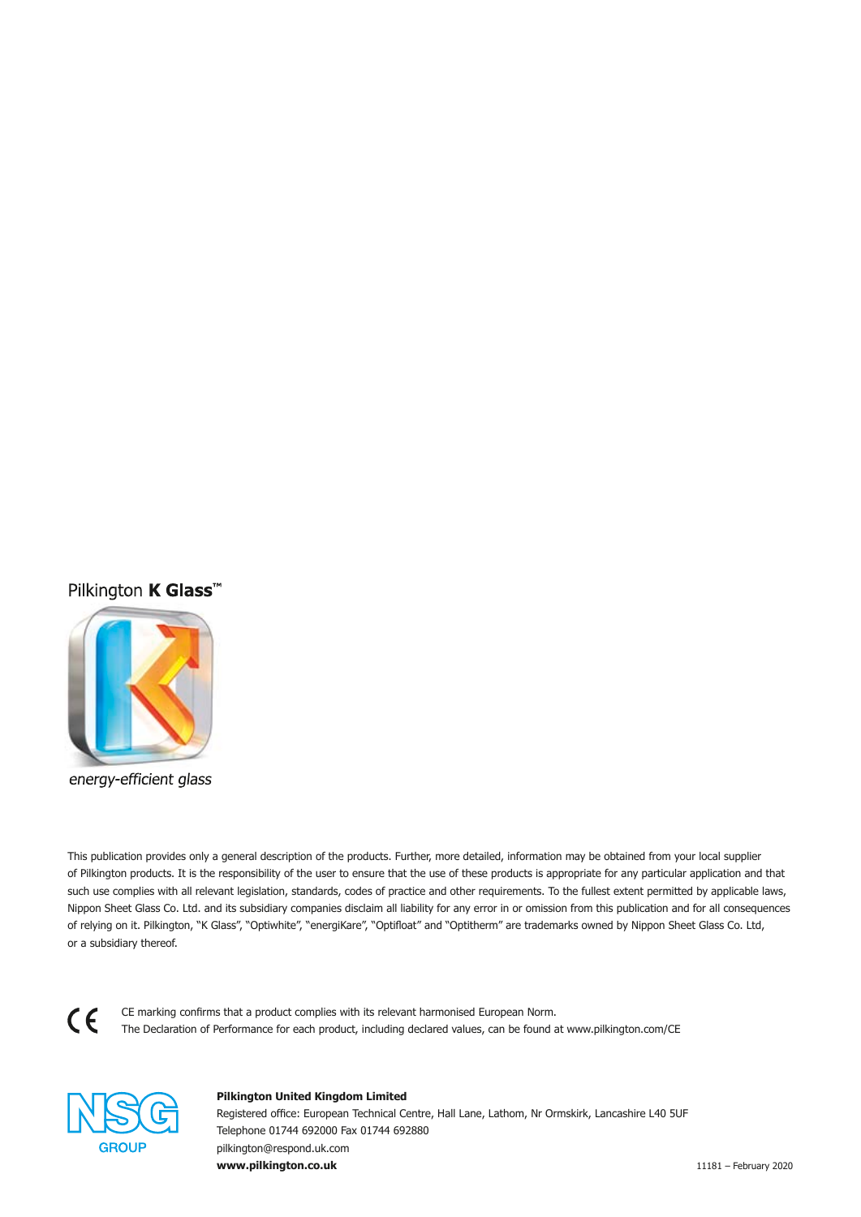Pilkington **K Glass**™

*energy-efficient glass*

This publication provides only a general description of the products. Further, more detailed, information may be obtained from your local supplier of Pilkington products. It is the responsibility of the user to ensure that the use of these products is appropriate for any particular application and that such use complies with all relevant legislation, standards, codes of practice and other requirements. To the fullest extent permitted by applicable laws, Nippon Sheet Glass Co. Ltd. and its subsidiary companies disclaim all liability for any error in or omission from this publication and for all consequences of relying on it. Pilkington, "K Glass", "Optiwhite", "energiKare", "Optifloat" and "Optitherm" are trademarks owned by Nippon Sheet Glass Co. Ltd, or a subsidiary thereof.

CE marking confirms that a product complies with its relevant harmonised European Norm.
The Declaration of Performance for each product, including declared values, can be found at www.pilkington.com/CE

NSG GROUP

**Pilkington United Kingdom Limited**
Registered office: European Technical Centre, Hall Lane, Lathom, Nr Ormskirk, Lancashire L40 5UF
Telephone 01744 692000 Fax 01744 692880
pilkington@respond.uk.com
**www.pilkington.co.uk**

11181 – February 2020